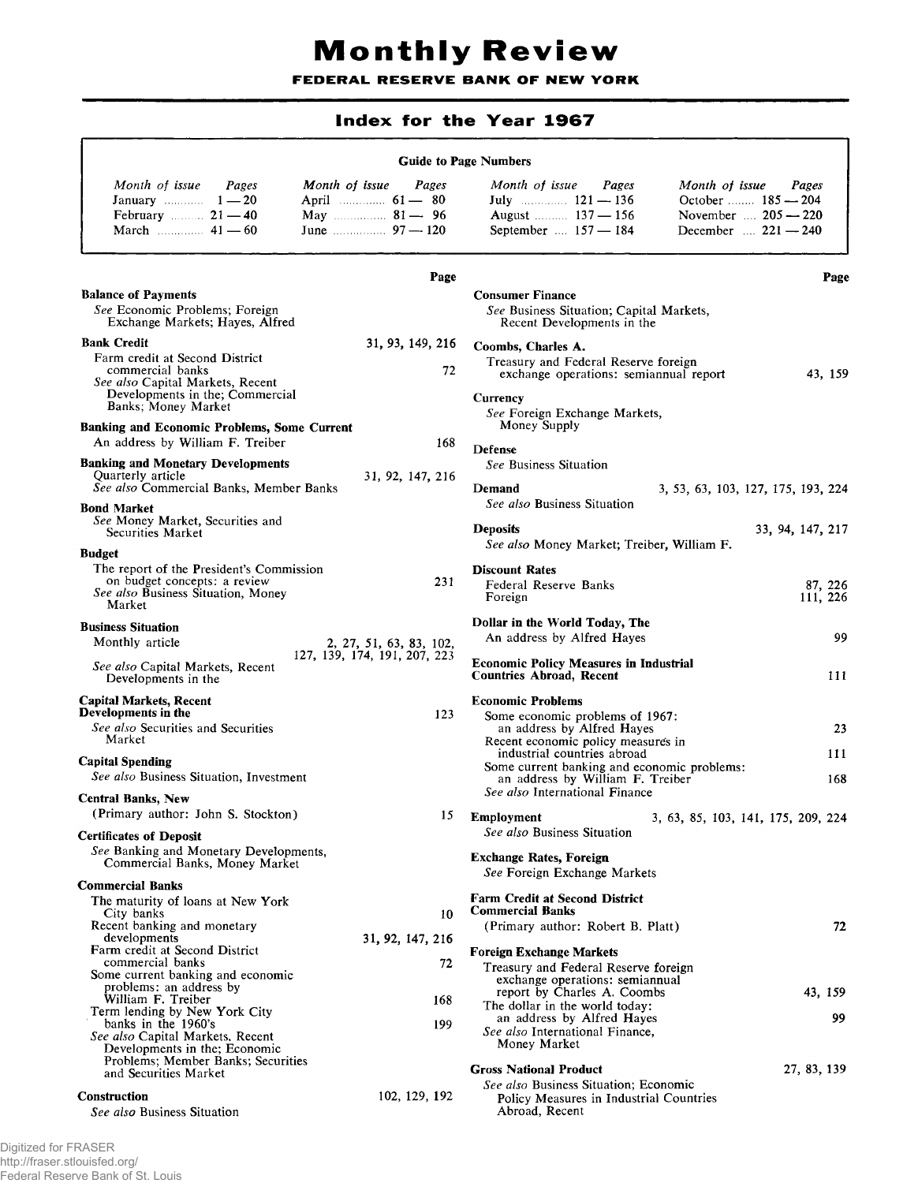# Monthly Review

**FEDERAL RESERVE BANK OF NEW YORK**

## Index for the Year 1967

**Guide to Page Numbers**

| *Month of issue* | *Pages* | *Month of issue* | *Pages* | *Month of issue* | *Pages* | *Month of issue* | *Pages* |
|---|---|---|---|---|---|---|---|
| January | 1—20 | April | 61—80 | July | 121—136 | October | 185—204 |
| February | 21—40 | May | 81—96 | August | 137—156 | November | 205—220 |
| March | 41—60 | June | 97—120 | September | 157—184 | December | 221—240 |

| | Page |
|---|---|
| **Balance of Payments** | |
| *See* Economic Problems; Foreign Exchange Markets; Hayes, Alfred | |
| **Bank Credit** | 31, 93, 149, 216 |
| Farm credit at Second District commercial banks | 72 |
| *See also* Capital Markets, Recent Developments in the; Commercial Banks; Money Market | |
| **Banking and Economic Problems, Some Current** | |
| An address by William F. Treiber | 168 |
| **Banking and Monetary Developments** | |
| Quarterly article | 31, 92, 147, 216 |
| *See also* Commercial Banks, Member Banks | |
| **Bond Market** | |
| *See* Money Market, Securities and Securities Market | |
| **Budget** | |
| The report of the President's Commission on budget concepts: a review | 231 |
| *See also* Business Situation, Money Market | |
| **Business Situation** | |
| Monthly article | 2, 27, 51, 63, 83, 102, 127, 139, 174, 191, 207, 223 |
| *See also* Capital Markets, Recent Developments in the | |
| **Capital Markets, Recent Developments in the** | 123 |
| *See also* Securities and Securities Market | |
| **Capital Spending** | |
| *See also* Business Situation, Investment | |
| **Central Banks, New** | |
| (Primary author: John S. Stockton) | 15 |
| **Certificates of Deposit** | |
| *See* Banking and Monetary Developments, Commercial Banks, Money Market | |
| **Commercial Banks** | |
| The maturity of loans at New York City banks | 10 |
| Recent banking and monetary developments | 31, 92, 147, 216 |
| Farm credit at Second District commercial banks | 72 |
| Some current banking and economic problems: an address by William F. Treiber | 168 |
| Term lending by New York City banks in the 1960's | 199 |
| *See also* Capital Markets, Recent Developments in the; Economic Problems; Member Banks; Securities and Securities Market | |
| **Construction** | 102, 129, 192 |
| *See also* Business Situation | |
| **Consumer Finance** | |
| *See* Business Situation; Capital Markets, Recent Developments in the | |
| **Coombs, Charles A.** | |
| Treasury and Federal Reserve foreign exchange operations: semiannual report | 43, 159 |
| **Currency** | |
| *See* Foreign Exchange Markets, Money Supply | |
| **Defense** | |
| *See* Business Situation | |
| **Demand** | 3, 53, 63, 103, 127, 175, 193, 224 |
| *See also* Business Situation | |
| **Deposits** | 33, 94, 147, 217 |
| *See also* Money Market; Treiber, William F. | |
| **Discount Rates** | |
| Federal Reserve Banks | 87, 226 |
| Foreign | 111, 226 |
| **Dollar in the World Today, The** | |
| An address by Alfred Hayes | 99 |
| **Economic Policy Measures in Industrial Countries Abroad, Recent** | 111 |
| **Economic Problems** | |
| Some economic problems of 1967: an address by Alfred Hayes | 23 |
| Recent economic policy measures in industrial countries abroad | 111 |
| Some current banking and economic problems: an address by William F. Treiber | 168 |
| *See also* International Finance | |
| **Employment** | 3, 63, 85, 103, 141, 175, 209, 224 |
| *See also* Business Situation | |
| **Exchange Rates, Foreign** | |
| *See* Foreign Exchange Markets | |
| **Farm Credit at Second District Commercial Banks** | |
| (Primary author: Robert B. Platt) | 72 |
| **Foreign Exchange Markets** | |
| Treasury and Federal Reserve foreign exchange operations: semiannual report by Charles A. Coombs | 43, 159 |
| The dollar in the world today: an address by Alfred Hayes | 99 |
| *See also* International Finance, Money Market | |
| **Gross National Product** | 27, 83, 139 |
| *See also* Business Situation; Economic Policy Measures in Industrial Countries Abroad, Recent | |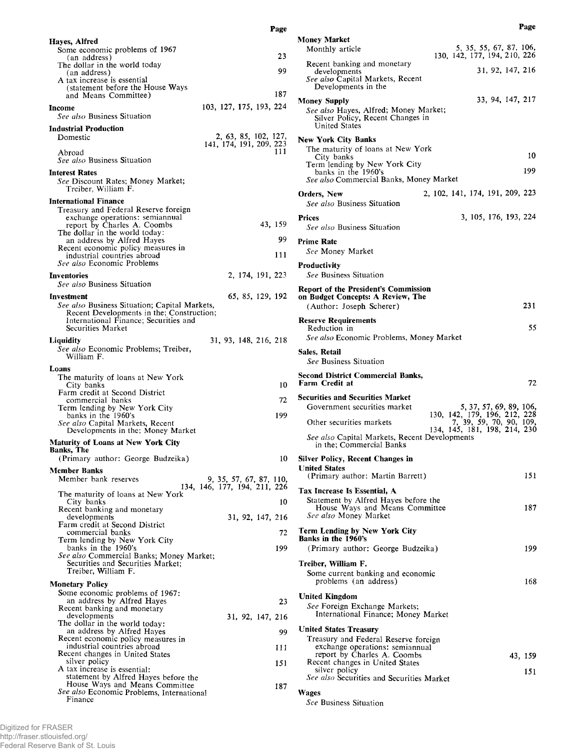**Hayes, Alfred**
Some economic problems of 1967 (an address) 23
The dollar in the world today (an address) 99
A tax increase is essential (statement before the House Ways and Means Committee) 187

**Income** 103, 127, 175, 193, 224
*See also* Business Situation

**Industrial Production**
Domestic 2, 63, 85, 102, 127, 141, 174, 191, 209, 223
Abroad 111
*See also* Business Situation

**Interest Rates**
*See* Discount Rates; Money Market; Treiber, William F.

**International Finance**
Treasury and Federal Reserve foreign exchange operations: semiannual report by Charles A. Coombs 43, 159
The dollar in the world today: an address by Alfred Hayes 99
Recent economic policy measures in industrial countries abroad 111
*See also* Economic Problems

**Inventories** 2, 174, 191, 223
*See also* Business Situation

**Investment** 65, 85, 129, 192
*See also* Business Situation; Capital Markets, Recent Developments in the; Construction; International Finance; Securities and Securities Market

**Liquidity** 31, 93, 148, 216, 218
*See also* Economic Problems; Treiber, William F.

**Loans**
The maturity of loans at New York City banks 10
Farm credit at Second District commercial banks 72
Term lending by New York City banks in the 1960's 199
*See also* Capital Markets, Recent Developments in the; Money Market

**Maturity of Loans at New York City Banks, The**
(Primary author: George Budzeika) 10

**Member Banks**
Member bank reserves 9, 35, 57, 67, 87, 110, 134, 146, 177, 194, 211, 226
The maturity of loans at New York City banks 10
Recent banking and monetary developments 31, 92, 147, 216
Farm credit at Second District commercial banks 72
Term lending by New York City banks in the 1960's 199
*See also* Commercial Banks; Money Market; Securities and Securities Market; Treiber, William F.

**Monetary Policy**
Some economic problems of 1967: an address by Alfred Hayes 23
Recent banking and monetary developments 31, 92, 147, 216
The dollar in the world today: an address by Alfred Hayes 99
Recent economic policy measures in industrial countries abroad 111
Recent changes in United States silver policy 151
A tax increase is essential: statement by Alfred Hayes before the House Ways and Means Committee 187
*See also* Economic Problems, International Finance

**Money Market**
Monthly article 5, 35, 55, 67, 87, 106, 130, 142, 177, 194, 210, 226
Recent banking and monetary developments 31, 92, 147, 216
*See also* Capital Markets, Recent Developments in the

**Money Supply** 33, 94, 147, 217
*See also* Hayes, Alfred; Money Market; Silver Policy, Recent Changes in United States

**New York City Banks**
The maturity of loans at New York City banks 10
Term lending by New York City banks in the 1960's 199
*See also* Commercial Banks, Money Market

**Orders, New** 2, 102, 141, 174, 191, 209, 223
*See also* Business Situation

**Prices** 3, 105, 176, 193, 224
*See also* Business Situation

**Prime Rate**
*See* Money Market

**Productivity**
*See* Business Situation

**Report of the President's Commission on Budget Concepts: A Review, The**
(Author: Joseph Scherer) 231

**Reserve Requirements**
Reduction in 55
*See also* Economic Problems, Money Market

**Sales, Retail**
*See* Business Situation

**Second District Commercial Banks, Farm Credit at** 72

**Securities and Securities Market**
Government securities market 5, 37, 57, 69, 89, 106, 130, 142, 179, 196, 212, 228
Other securities markets 7, 39, 59, 70, 90, 109, 134, 145, 181, 198, 214, 230
*See also* Capital Markets, Recent Developments in the; Commercial Banks

**Silver Policy, Recent Changes in United States**
(Primary author: Martin Barrett) 151

**Tax Increase Is Essential, A**
Statement by Alfred Hayes before the House Ways and Means Committee 187
*See also* Money Market

**Term Lending by New York City Banks in the 1960's**
(Primary author: George Budzeika) 199

**Treiber, William F.**
Some current banking and economic problems (an address) 168

**United Kingdom**
*See* Foreign Exchange Markets; International Finance; Money Market

**United States Treasury**
Treasury and Federal Reserve foreign exchange operations: semiannual report by Charles A. Coombs 43, 159
Recent changes in United States silver policy 151
*See also* Securities and Securities Market

**Wages**
*See* Business Situation